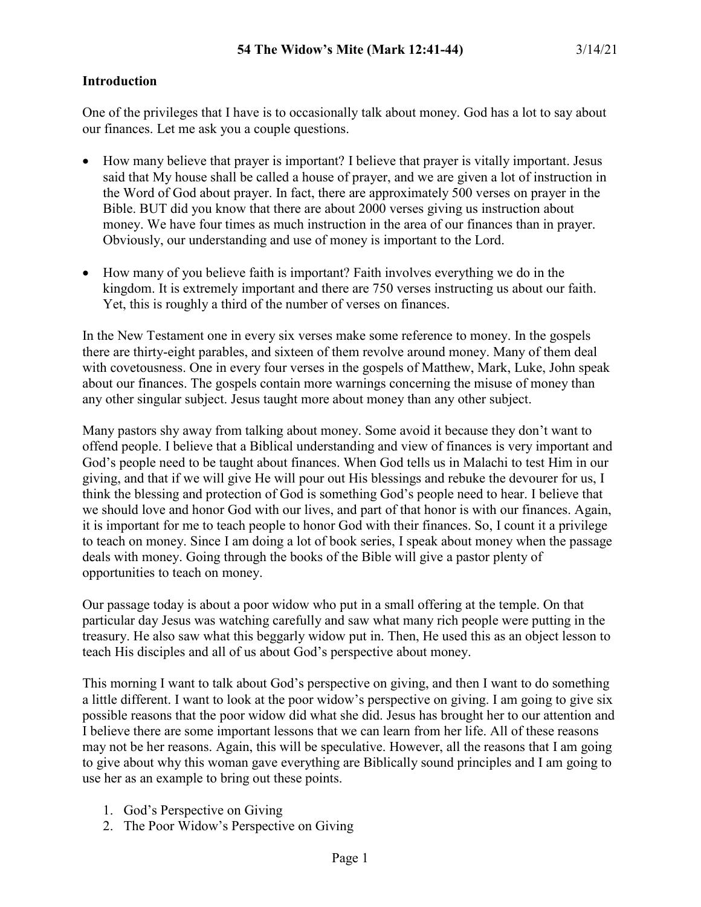# 54 The Widow's Mite (Mark 12:41-44) 3/14/21

## Introduction

One of the privileges that I have is to occasionally talk about money. God has a lot to say about our finances. Let me ask you a couple questions.

- How many believe that prayer is important? I believe that prayer is vitally important. Jesus said that My house shall be called a house of prayer, and we are given a lot of instruction in the Word of God about prayer. In fact, there are approximately 500 verses on prayer in the Bible. BUT did you know that there are about 2000 verses giving us instruction about money. We have four times as much instruction in the area of our finances than in prayer. Obviously, our understanding and use of money is important to the Lord.

- How many of you believe faith is important? Faith involves everything we do in the kingdom. It is extremely important and there are 750 verses instructing us about our faith. Yet, this is roughly a third of the number of verses on finances.

In the New Testament one in every six verses make some reference to money. In the gospels there are thirty-eight parables, and sixteen of them revolve around money. Many of them deal with covetousness. One in every four verses in the gospels of Matthew, Mark, Luke, John speak about our finances. The gospels contain more warnings concerning the misuse of money than any other singular subject. Jesus taught more about money than any other subject.

Many pastors shy away from talking about money. Some avoid it because they don't want to offend people. I believe that a Biblical understanding and view of finances is very important and God's people need to be taught about finances. When God tells us in Malachi to test Him in our giving, and that if we will give He will pour out His blessings and rebuke the devourer for us, I think the blessing and protection of God is something God's people need to hear. I believe that we should love and honor God with our lives, and part of that honor is with our finances. Again, it is important for me to teach people to honor God with their finances. So, I count it a privilege to teach on money. Since I am doing a lot of book series, I speak about money when the passage deals with money. Going through the books of the Bible will give a pastor plenty of opportunities to teach on money.

Our passage today is about a poor widow who put in a small offering at the temple. On that particular day Jesus was watching carefully and saw what many rich people were putting in the treasury. He also saw what this beggarly widow put in. Then, He used this as an object lesson to teach His disciples and all of us about God's perspective about money.

This morning I want to talk about God's perspective on giving, and then I want to do something a little different. I want to look at the poor widow's perspective on giving. I am going to give six possible reasons that the poor widow did what she did. Jesus has brought her to our attention and I believe there are some important lessons that we can learn from her life. All of these reasons may not be her reasons. Again, this will be speculative. However, all the reasons that I am going to give about why this woman gave everything are Biblically sound principles and I am going to use her as an example to bring out these points.

1. God's Perspective on Giving
2. The Poor Widow's Perspective on Giving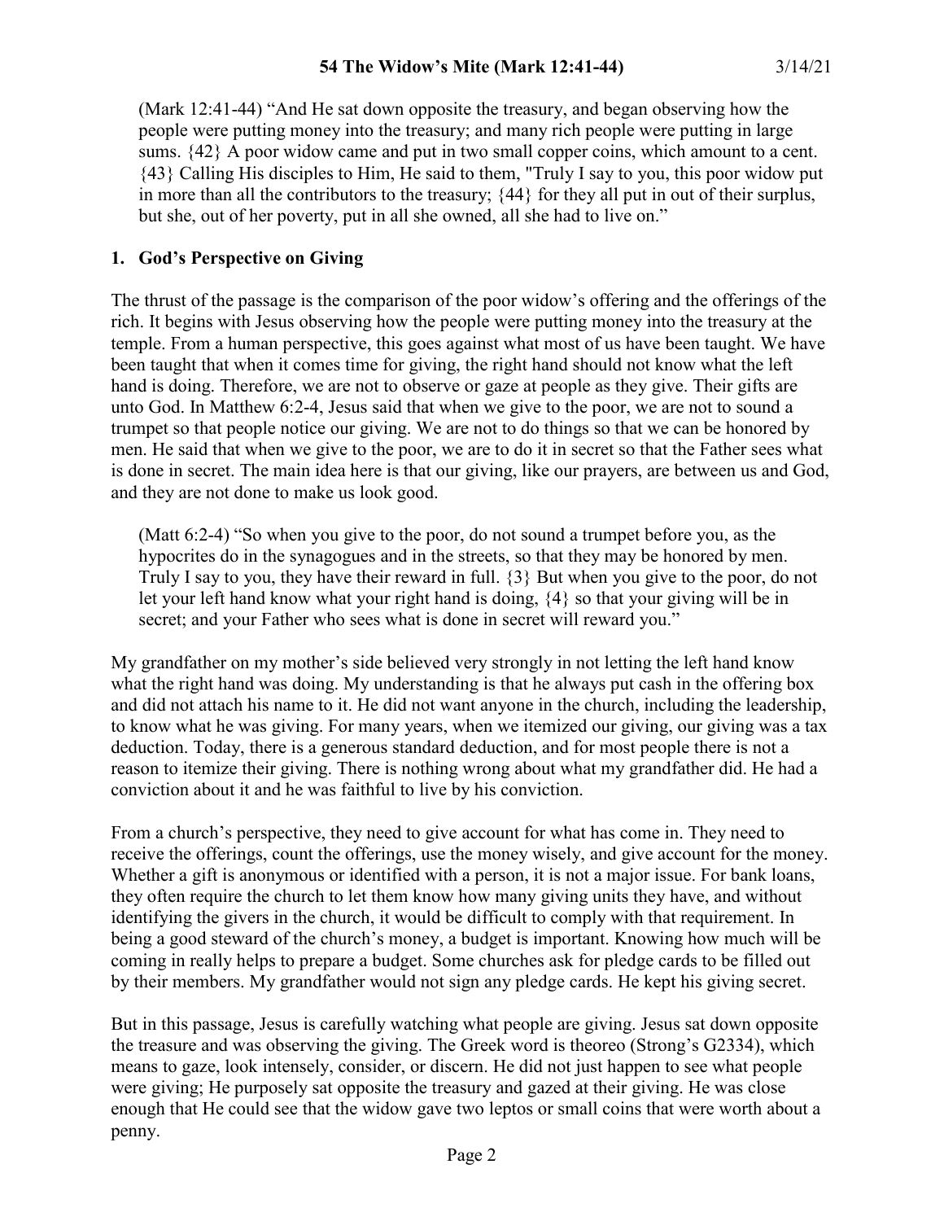(Mark 12:41-44) “And He sat down opposite the treasury, and began observing how the people were putting money into the treasury; and many rich people were putting in large sums. {42} A poor widow came and put in two small copper coins, which amount to a cent. {43} Calling His disciples to Him, He said to them, "Truly I say to you, this poor widow put in more than all the contributors to the treasury; {44} for they all put in out of their surplus, but she, out of her poverty, put in all she owned, all she had to live on.”

## 1. God’s Perspective on Giving

The thrust of the passage is the comparison of the poor widow’s offering and the offerings of the rich. It begins with Jesus observing how the people were putting money into the treasury at the temple. From a human perspective, this goes against what most of us have been taught. We have been taught that when it comes time for giving, the right hand should not know what the left hand is doing. Therefore, we are not to observe or gaze at people as they give. Their gifts are unto God. In Matthew 6:2-4, Jesus said that when we give to the poor, we are not to sound a trumpet so that people notice our giving. We are not to do things so that we can be honored by men. He said that when we give to the poor, we are to do it in secret so that the Father sees what is done in secret. The main idea here is that our giving, like our prayers, are between us and God, and they are not done to make us look good.

(Matt 6:2-4) “So when you give to the poor, do not sound a trumpet before you, as the hypocrites do in the synagogues and in the streets, so that they may be honored by men. Truly I say to you, they have their reward in full. {3} But when you give to the poor, do not let your left hand know what your right hand is doing, {4} so that your giving will be in secret; and your Father who sees what is done in secret will reward you.”

My grandfather on my mother’s side believed very strongly in not letting the left hand know what the right hand was doing. My understanding is that he always put cash in the offering box and did not attach his name to it. He did not want anyone in the church, including the leadership, to know what he was giving. For many years, when we itemized our giving, our giving was a tax deduction. Today, there is a generous standard deduction, and for most people there is not a reason to itemize their giving. There is nothing wrong about what my grandfather did. He had a conviction about it and he was faithful to live by his conviction.

From a church’s perspective, they need to give account for what has come in. They need to receive the offerings, count the offerings, use the money wisely, and give account for the money. Whether a gift is anonymous or identified with a person, it is not a major issue. For bank loans, they often require the church to let them know how many giving units they have, and without identifying the givers in the church, it would be difficult to comply with that requirement. In being a good steward of the church’s money, a budget is important. Knowing how much will be coming in really helps to prepare a budget. Some churches ask for pledge cards to be filled out by their members. My grandfather would not sign any pledge cards. He kept his giving secret.

But in this passage, Jesus is carefully watching what people are giving. Jesus sat down opposite the treasure and was observing the giving. The Greek word is theoreo (Strong’s G2334), which means to gaze, look intensely, consider, or discern. He did not just happen to see what people were giving; He purposely sat opposite the treasury and gazed at their giving. He was close enough that He could see that the widow gave two leptos or small coins that were worth about a penny.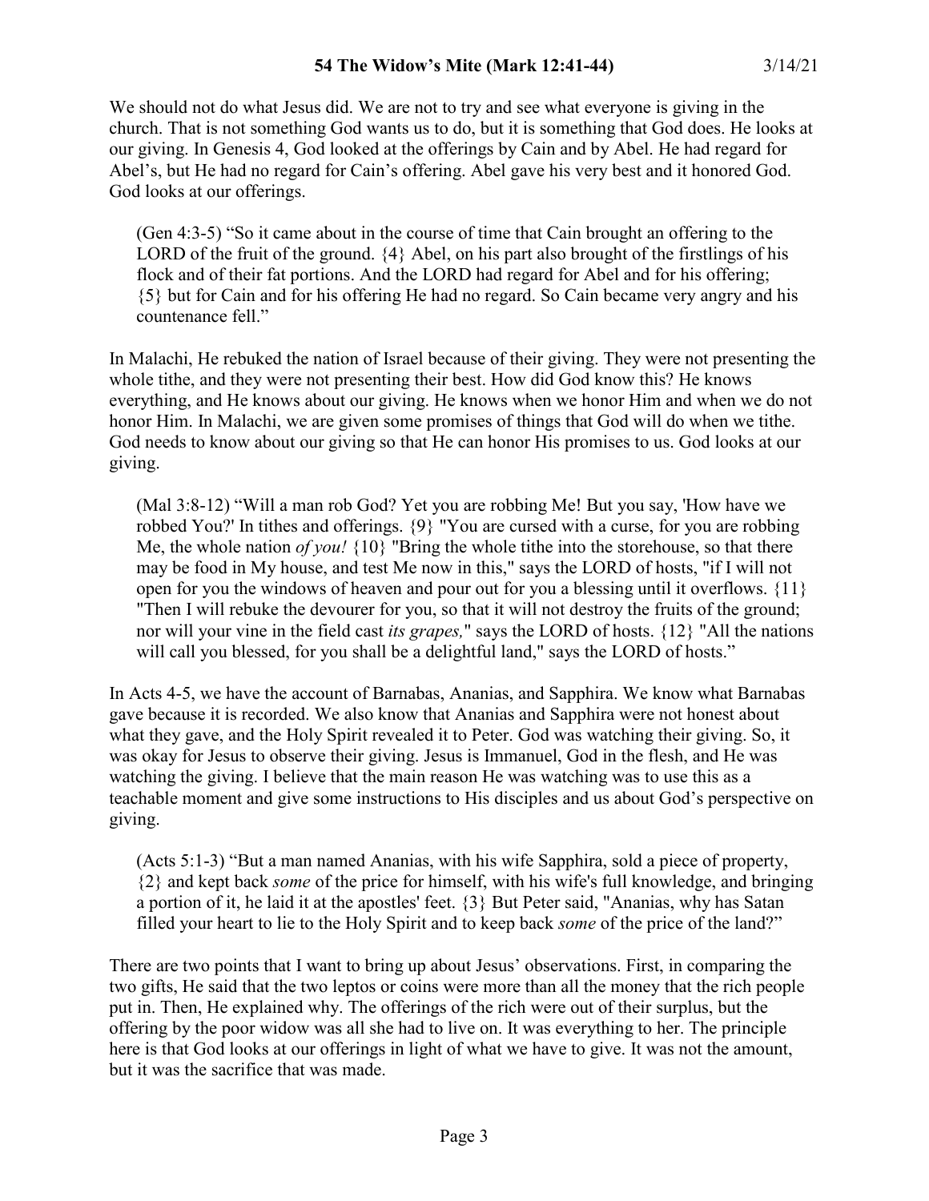We should not do what Jesus did. We are not to try and see what everyone is giving in the church. That is not something God wants us to do, but it is something that God does. He looks at our giving. In Genesis 4, God looked at the offerings by Cain and by Abel. He had regard for Abel's, but He had no regard for Cain's offering. Abel gave his very best and it honored God. God looks at our offerings.

> (Gen 4:3-5) "So it came about in the course of time that Cain brought an offering to the LORD of the fruit of the ground. {4} Abel, on his part also brought of the firstlings of his flock and of their fat portions. And the LORD had regard for Abel and for his offering; {5} but for Cain and for his offering He had no regard. So Cain became very angry and his countenance fell."

In Malachi, He rebuked the nation of Israel because of their giving. They were not presenting the whole tithe, and they were not presenting their best. How did God know this? He knows everything, and He knows about our giving. He knows when we honor Him and when we do not honor Him. In Malachi, we are given some promises of things that God will do when we tithe. God needs to know about our giving so that He can honor His promises to us. God looks at our giving.

> (Mal 3:8-12) "Will a man rob God? Yet you are robbing Me! But you say, 'How have we robbed You?' In tithes and offerings. {9} "You are cursed with a curse, for you are robbing Me, the whole nation *of you!* {10} "Bring the whole tithe into the storehouse, so that there may be food in My house, and test Me now in this," says the LORD of hosts, "if I will not open for you the windows of heaven and pour out for you a blessing until it overflows. {11} "Then I will rebuke the devourer for you, so that it will not destroy the fruits of the ground; nor will your vine in the field cast *its grapes,*" says the LORD of hosts. {12} "All the nations will call you blessed, for you shall be a delightful land," says the LORD of hosts."

In Acts 4-5, we have the account of Barnabas, Ananias, and Sapphira. We know what Barnabas gave because it is recorded. We also know that Ananias and Sapphira were not honest about what they gave, and the Holy Spirit revealed it to Peter. God was watching their giving. So, it was okay for Jesus to observe their giving. Jesus is Immanuel, God in the flesh, and He was watching the giving. I believe that the main reason He was watching was to use this as a teachable moment and give some instructions to His disciples and us about God's perspective on giving.

> (Acts 5:1-3) "But a man named Ananias, with his wife Sapphira, sold a piece of property, {2} and kept back *some* of the price for himself, with his wife's full knowledge, and bringing a portion of it, he laid it at the apostles' feet. {3} But Peter said, "Ananias, why has Satan filled your heart to lie to the Holy Spirit and to keep back *some* of the price of the land?"

There are two points that I want to bring up about Jesus' observations. First, in comparing the two gifts, He said that the two leptos or coins were more than all the money that the rich people put in. Then, He explained why. The offerings of the rich were out of their surplus, but the offering by the poor widow was all she had to live on. It was everything to her. The principle here is that God looks at our offerings in light of what we have to give. It was not the amount, but it was the sacrifice that was made.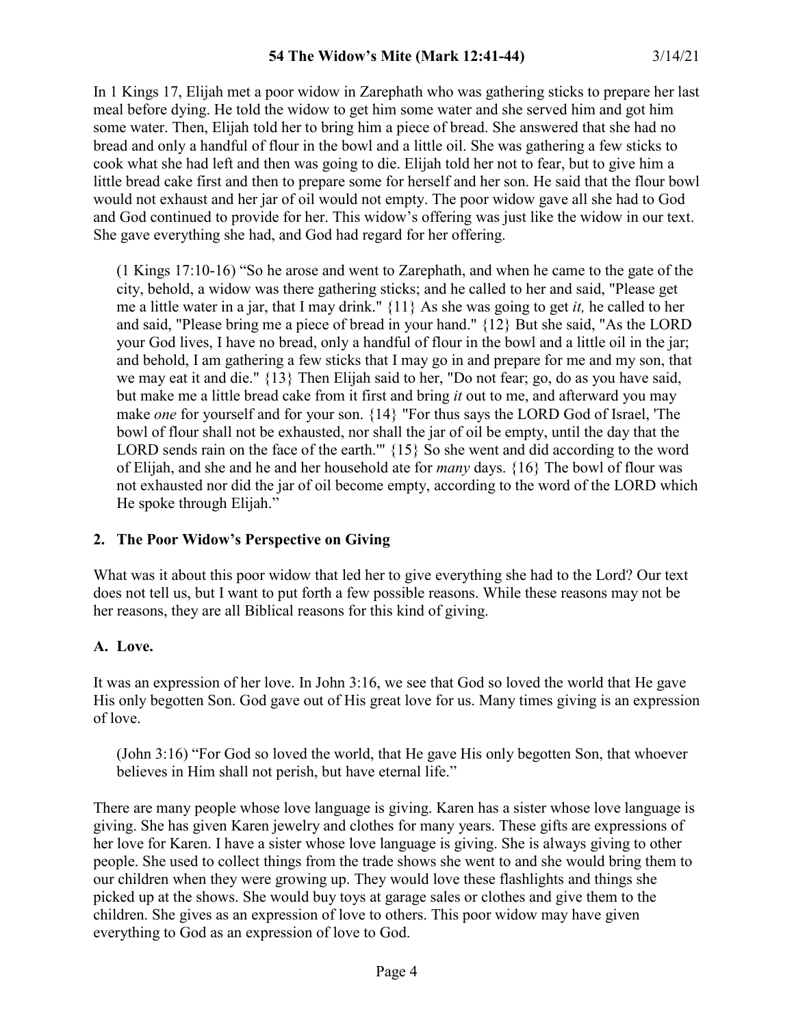In 1 Kings 17, Elijah met a poor widow in Zarephath who was gathering sticks to prepare her last meal before dying. He told the widow to get him some water and she served him and got him some water. Then, Elijah told her to bring him a piece of bread. She answered that she had no bread and only a handful of flour in the bowl and a little oil. She was gathering a few sticks to cook what she had left and then was going to die. Elijah told her not to fear, but to give him a little bread cake first and then to prepare some for herself and her son. He said that the flour bowl would not exhaust and her jar of oil would not empty. The poor widow gave all she had to God and God continued to provide for her. This widow's offering was just like the widow in our text. She gave everything she had, and God had regard for her offering.

> (1 Kings 17:10-16) "So he arose and went to Zarephath, and when he came to the gate of the city, behold, a widow was there gathering sticks; and he called to her and said, "Please get me a little water in a jar, that I may drink." {11} As she was going to get *it,* he called to her and said, "Please bring me a piece of bread in your hand." {12} But she said, "As the LORD your God lives, I have no bread, only a handful of flour in the bowl and a little oil in the jar; and behold, I am gathering a few sticks that I may go in and prepare for me and my son, that we may eat it and die." {13} Then Elijah said to her, "Do not fear; go, do as you have said, but make me a little bread cake from it first and bring *it* out to me, and afterward you may make *one* for yourself and for your son. {14} "For thus says the LORD God of Israel, 'The bowl of flour shall not be exhausted, nor shall the jar of oil be empty, until the day that the LORD sends rain on the face of the earth.'" {15} So she went and did according to the word of Elijah, and she and he and her household ate for *many* days. {16} The bowl of flour was not exhausted nor did the jar of oil become empty, according to the word of the LORD which He spoke through Elijah."

## 2. The Poor Widow's Perspective on Giving

What was it about this poor widow that led her to give everything she had to the Lord? Our text does not tell us, but I want to put forth a few possible reasons. While these reasons may not be her reasons, they are all Biblical reasons for this kind of giving.

### A. Love.

It was an expression of her love. In John 3:16, we see that God so loved the world that He gave His only begotten Son. God gave out of His great love for us. Many times giving is an expression of love.

> (John 3:16) "For God so loved the world, that He gave His only begotten Son, that whoever believes in Him shall not perish, but have eternal life."

There are many people whose love language is giving. Karen has a sister whose love language is giving. She has given Karen jewelry and clothes for many years. These gifts are expressions of her love for Karen. I have a sister whose love language is giving. She is always giving to other people. She used to collect things from the trade shows she went to and she would bring them to our children when they were growing up. They would love these flashlights and things she picked up at the shows. She would buy toys at garage sales or clothes and give them to the children. She gives as an expression of love to others. This poor widow may have given everything to God as an expression of love to God.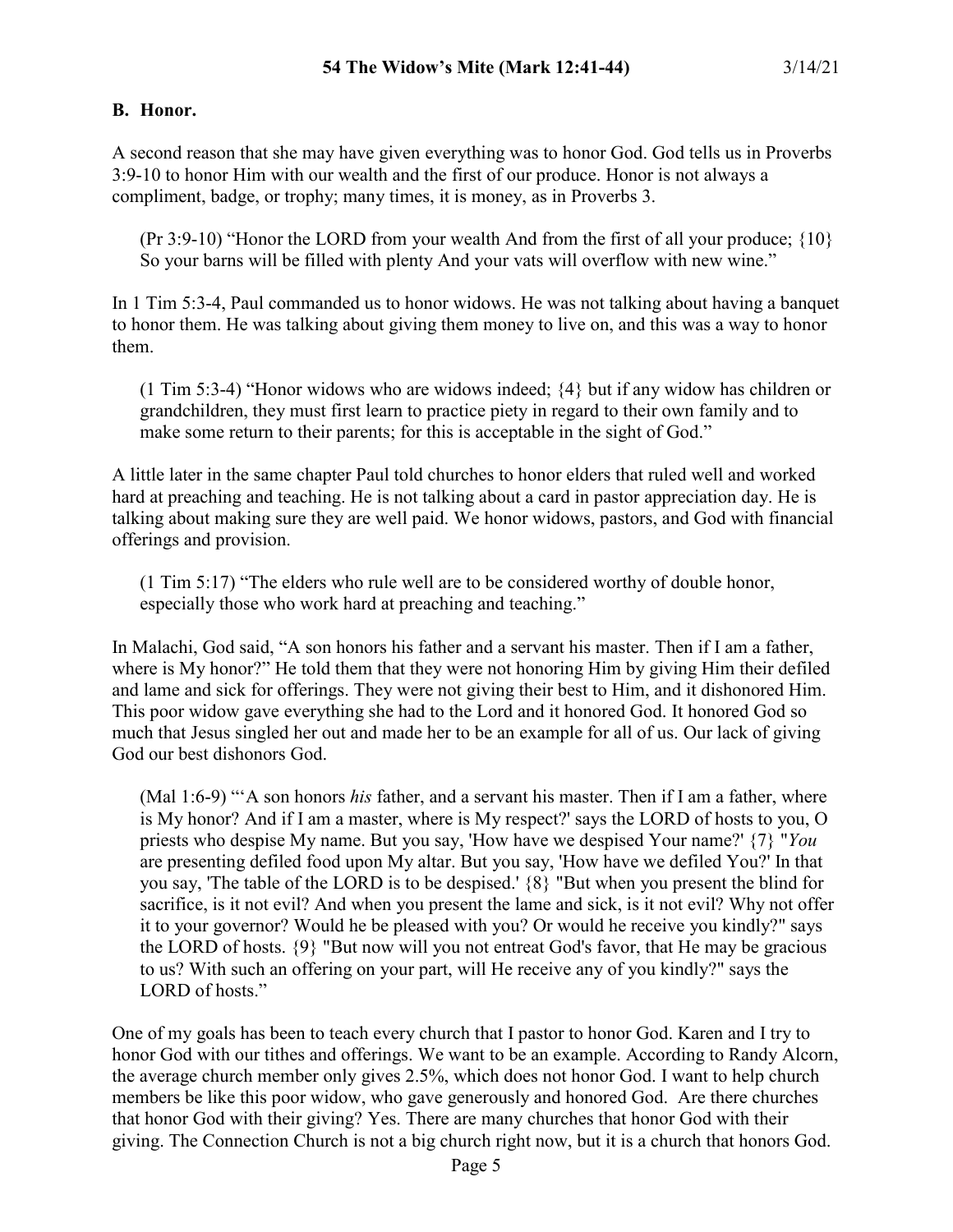### B. Honor.

A second reason that she may have given everything was to honor God. God tells us in Proverbs 3:9-10 to honor Him with our wealth and the first of our produce. Honor is not always a compliment, badge, or trophy; many times, it is money, as in Proverbs 3.

> (Pr 3:9-10) "Honor the LORD from your wealth And from the first of all your produce; {10} So your barns will be filled with plenty And your vats will overflow with new wine."

In 1 Tim 5:3-4, Paul commanded us to honor widows. He was not talking about having a banquet to honor them. He was talking about giving them money to live on, and this was a way to honor them.

> (1 Tim 5:3-4) "Honor widows who are widows indeed; {4} but if any widow has children or grandchildren, they must first learn to practice piety in regard to their own family and to make some return to their parents; for this is acceptable in the sight of God."

A little later in the same chapter Paul told churches to honor elders that ruled well and worked hard at preaching and teaching. He is not talking about a card in pastor appreciation day. He is talking about making sure they are well paid. We honor widows, pastors, and God with financial offerings and provision.

> (1 Tim 5:17) "The elders who rule well are to be considered worthy of double honor, especially those who work hard at preaching and teaching."

In Malachi, God said, "A son honors his father and a servant his master. Then if I am a father, where is My honor?" He told them that they were not honoring Him by giving Him their defiled and lame and sick for offerings. They were not giving their best to Him, and it dishonored Him. This poor widow gave everything she had to the Lord and it honored God. It honored God so much that Jesus singled her out and made her to be an example for all of us. Our lack of giving God our best dishonors God.

> (Mal 1:6-9) "'A son honors *his* father, and a servant his master. Then if I am a father, where is My honor? And if I am a master, where is My respect?' says the LORD of hosts to you, O priests who despise My name. But you say, 'How have we despised Your name?' {7} "*You* are presenting defiled food upon My altar. But you say, 'How have we defiled You?' In that you say, 'The table of the LORD is to be despised.' {8} "But when you present the blind for sacrifice, is it not evil? And when you present the lame and sick, is it not evil? Why not offer it to your governor? Would he be pleased with you? Or would he receive you kindly?" says the LORD of hosts. {9} "But now will you not entreat God's favor, that He may be gracious to us? With such an offering on your part, will He receive any of you kindly?" says the LORD of hosts."

One of my goals has been to teach every church that I pastor to honor God. Karen and I try to honor God with our tithes and offerings. We want to be an example. According to Randy Alcorn, the average church member only gives 2.5%, which does not honor God. I want to help church members be like this poor widow, who gave generously and honored God. Are there churches that honor God with their giving? Yes. There are many churches that honor God with their giving. The Connection Church is not a big church right now, but it is a church that honors God.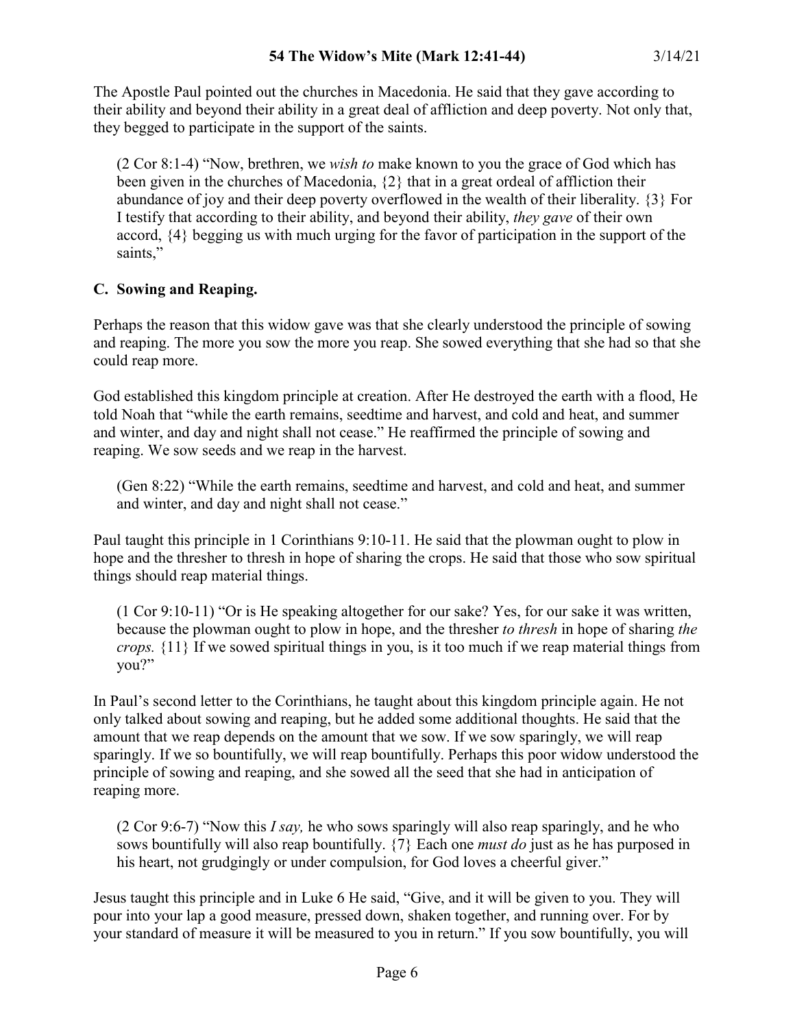The Apostle Paul pointed out the churches in Macedonia. He said that they gave according to their ability and beyond their ability in a great deal of affliction and deep poverty. Not only that, they begged to participate in the support of the saints.

> (2 Cor 8:1-4) "Now, brethren, we *wish to* make known to you the grace of God which has been given in the churches of Macedonia, {2} that in a great ordeal of affliction their abundance of joy and their deep poverty overflowed in the wealth of their liberality. {3} For I testify that according to their ability, and beyond their ability, *they gave* of their own accord, {4} begging us with much urging for the favor of participation in the support of the saints,"

### C. Sowing and Reaping.

Perhaps the reason that this widow gave was that she clearly understood the principle of sowing and reaping. The more you sow the more you reap. She sowed everything that she had so that she could reap more.

God established this kingdom principle at creation. After He destroyed the earth with a flood, He told Noah that "while the earth remains, seedtime and harvest, and cold and heat, and summer and winter, and day and night shall not cease." He reaffirmed the principle of sowing and reaping. We sow seeds and we reap in the harvest.

> (Gen 8:22) "While the earth remains, seedtime and harvest, and cold and heat, and summer and winter, and day and night shall not cease."

Paul taught this principle in 1 Corinthians 9:10-11. He said that the plowman ought to plow in hope and the thresher to thresh in hope of sharing the crops. He said that those who sow spiritual things should reap material things.

> (1 Cor 9:10-11) "Or is He speaking altogether for our sake? Yes, for our sake it was written, because the plowman ought to plow in hope, and the thresher *to thresh* in hope of sharing *the crops.* {11} If we sowed spiritual things in you, is it too much if we reap material things from you?"

In Paul's second letter to the Corinthians, he taught about this kingdom principle again. He not only talked about sowing and reaping, but he added some additional thoughts. He said that the amount that we reap depends on the amount that we sow. If we sow sparingly, we will reap sparingly. If we so bountifully, we will reap bountifully. Perhaps this poor widow understood the principle of sowing and reaping, and she sowed all the seed that she had in anticipation of reaping more.

> (2 Cor 9:6-7) "Now this *I say,* he who sows sparingly will also reap sparingly, and he who sows bountifully will also reap bountifully. {7} Each one *must do* just as he has purposed in his heart, not grudgingly or under compulsion, for God loves a cheerful giver."

Jesus taught this principle and in Luke 6 He said, "Give, and it will be given to you. They will pour into your lap a good measure, pressed down, shaken together, and running over. For by your standard of measure it will be measured to you in return." If you sow bountifully, you will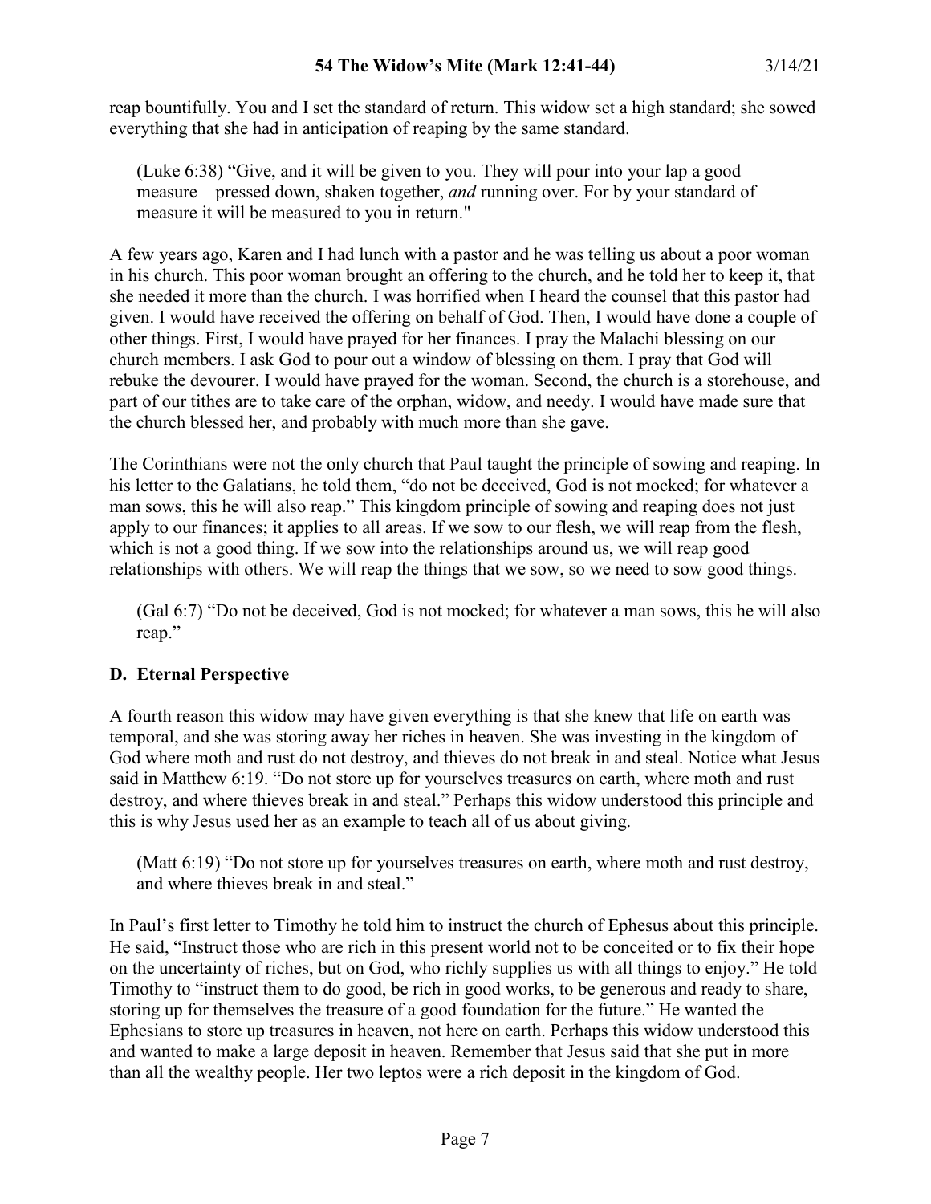reap bountifully. You and I set the standard of return. This widow set a high standard; she sowed everything that she had in anticipation of reaping by the same standard.

> (Luke 6:38) "Give, and it will be given to you. They will pour into your lap a good measure—pressed down, shaken together, *and* running over. For by your standard of measure it will be measured to you in return."

A few years ago, Karen and I had lunch with a pastor and he was telling us about a poor woman in his church. This poor woman brought an offering to the church, and he told her to keep it, that she needed it more than the church. I was horrified when I heard the counsel that this pastor had given. I would have received the offering on behalf of God. Then, I would have done a couple of other things. First, I would have prayed for her finances. I pray the Malachi blessing on our church members. I ask God to pour out a window of blessing on them. I pray that God will rebuke the devourer. I would have prayed for the woman. Second, the church is a storehouse, and part of our tithes are to take care of the orphan, widow, and needy. I would have made sure that the church blessed her, and probably with much more than she gave.

The Corinthians were not the only church that Paul taught the principle of sowing and reaping. In his letter to the Galatians, he told them, "do not be deceived, God is not mocked; for whatever a man sows, this he will also reap." This kingdom principle of sowing and reaping does not just apply to our finances; it applies to all areas. If we sow to our flesh, we will reap from the flesh, which is not a good thing. If we sow into the relationships around us, we will reap good relationships with others. We will reap the things that we sow, so we need to sow good things.

> (Gal 6:7) "Do not be deceived, God is not mocked; for whatever a man sows, this he will also reap."

### D. Eternal Perspective

A fourth reason this widow may have given everything is that she knew that life on earth was temporal, and she was storing away her riches in heaven. She was investing in the kingdom of God where moth and rust do not destroy, and thieves do not break in and steal. Notice what Jesus said in Matthew 6:19. "Do not store up for yourselves treasures on earth, where moth and rust destroy, and where thieves break in and steal." Perhaps this widow understood this principle and this is why Jesus used her as an example to teach all of us about giving.

> (Matt 6:19) "Do not store up for yourselves treasures on earth, where moth and rust destroy, and where thieves break in and steal."

In Paul's first letter to Timothy he told him to instruct the church of Ephesus about this principle. He said, "Instruct those who are rich in this present world not to be conceited or to fix their hope on the uncertainty of riches, but on God, who richly supplies us with all things to enjoy." He told Timothy to "instruct them to do good, be rich in good works, to be generous and ready to share, storing up for themselves the treasure of a good foundation for the future." He wanted the Ephesians to store up treasures in heaven, not here on earth. Perhaps this widow understood this and wanted to make a large deposit in heaven. Remember that Jesus said that she put in more than all the wealthy people. Her two leptos were a rich deposit in the kingdom of God.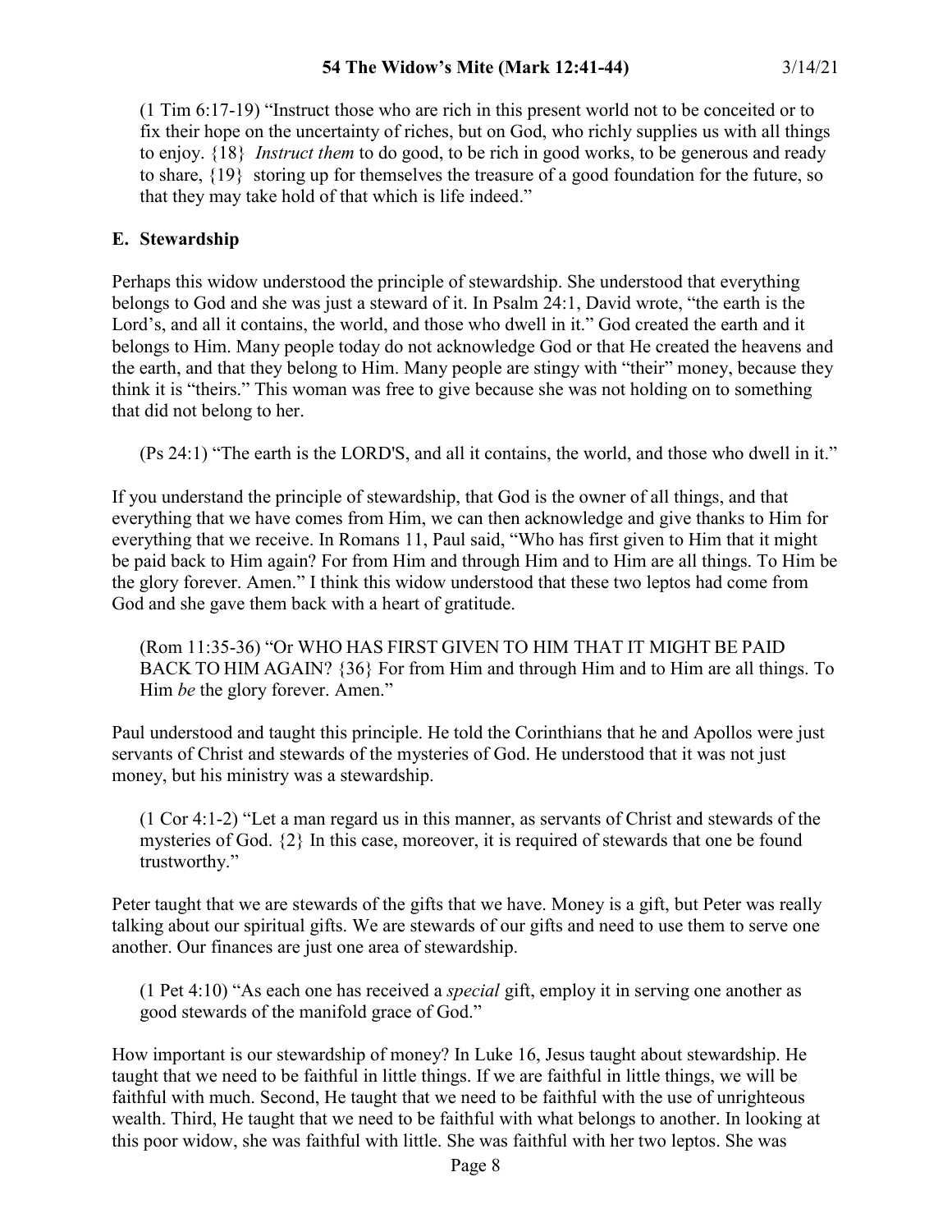(1 Tim 6:17-19) "Instruct those who are rich in this present world not to be conceited or to fix their hope on the uncertainty of riches, but on God, who richly supplies us with all things to enjoy. {18} *Instruct them* to do good, to be rich in good works, to be generous and ready to share, {19} storing up for themselves the treasure of a good foundation for the future, so that they may take hold of that which is life indeed."

## E. Stewardship

Perhaps this widow understood the principle of stewardship. She understood that everything belongs to God and she was just a steward of it. In Psalm 24:1, David wrote, "the earth is the Lord's, and all it contains, the world, and those who dwell in it." God created the earth and it belongs to Him. Many people today do not acknowledge God or that He created the heavens and the earth, and that they belong to Him. Many people are stingy with "their" money, because they think it is "theirs." This woman was free to give because she was not holding on to something that did not belong to her.

(Ps 24:1) "The earth is the LORD'S, and all it contains, the world, and those who dwell in it."

If you understand the principle of stewardship, that God is the owner of all things, and that everything that we have comes from Him, we can then acknowledge and give thanks to Him for everything that we receive. In Romans 11, Paul said, "Who has first given to Him that it might be paid back to Him again? For from Him and through Him and to Him are all things. To Him be the glory forever. Amen." I think this widow understood that these two leptos had come from God and she gave them back with a heart of gratitude.

(Rom 11:35-36) "Or WHO HAS FIRST GIVEN TO HIM THAT IT MIGHT BE PAID BACK TO HIM AGAIN? {36} For from Him and through Him and to Him are all things. To Him *be* the glory forever. Amen."

Paul understood and taught this principle. He told the Corinthians that he and Apollos were just servants of Christ and stewards of the mysteries of God. He understood that it was not just money, but his ministry was a stewardship.

(1 Cor 4:1-2) "Let a man regard us in this manner, as servants of Christ and stewards of the mysteries of God. {2} In this case, moreover, it is required of stewards that one be found trustworthy."

Peter taught that we are stewards of the gifts that we have. Money is a gift, but Peter was really talking about our spiritual gifts. We are stewards of our gifts and need to use them to serve one another. Our finances are just one area of stewardship.

(1 Pet 4:10) "As each one has received a *special* gift, employ it in serving one another as good stewards of the manifold grace of God."

How important is our stewardship of money? In Luke 16, Jesus taught about stewardship. He taught that we need to be faithful in little things. If we are faithful in little things, we will be faithful with much. Second, He taught that we need to be faithful with the use of unrighteous wealth. Third, He taught that we need to be faithful with what belongs to another. In looking at this poor widow, she was faithful with little. She was faithful with her two leptos. She was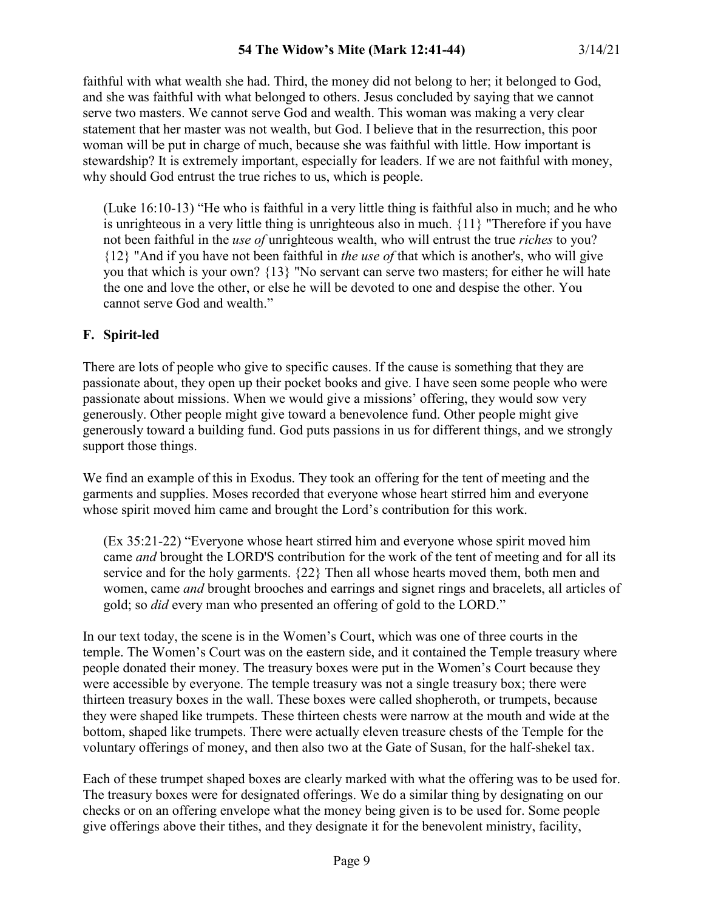faithful with what wealth she had. Third, the money did not belong to her; it belonged to God, and she was faithful with what belonged to others. Jesus concluded by saying that we cannot serve two masters. We cannot serve God and wealth. This woman was making a very clear statement that her master was not wealth, but God. I believe that in the resurrection, this poor woman will be put in charge of much, because she was faithful with little. How important is stewardship? It is extremely important, especially for leaders. If we are not faithful with money, why should God entrust the true riches to us, which is people.

> (Luke 16:10-13) "He who is faithful in a very little thing is faithful also in much; and he who is unrighteous in a very little thing is unrighteous also in much. {11} "Therefore if you have not been faithful in the *use of* unrighteous wealth, who will entrust the true *riches* to you? {12} "And if you have not been faithful in *the use of* that which is another's, who will give you that which is your own? {13} "No servant can serve two masters; for either he will hate the one and love the other, or else he will be devoted to one and despise the other. You cannot serve God and wealth."

## F. Spirit-led

There are lots of people who give to specific causes. If the cause is something that they are passionate about, they open up their pocket books and give. I have seen some people who were passionate about missions. When we would give a missions' offering, they would sow very generously. Other people might give toward a benevolence fund. Other people might give generously toward a building fund. God puts passions in us for different things, and we strongly support those things.

We find an example of this in Exodus. They took an offering for the tent of meeting and the garments and supplies. Moses recorded that everyone whose heart stirred him and everyone whose spirit moved him came and brought the Lord's contribution for this work.

> (Ex 35:21-22) "Everyone whose heart stirred him and everyone whose spirit moved him came *and* brought the LORD'S contribution for the work of the tent of meeting and for all its service and for the holy garments. {22} Then all whose hearts moved them, both men and women, came *and* brought brooches and earrings and signet rings and bracelets, all articles of gold; so *did* every man who presented an offering of gold to the LORD."

In our text today, the scene is in the Women's Court, which was one of three courts in the temple. The Women's Court was on the eastern side, and it contained the Temple treasury where people donated their money. The treasury boxes were put in the Women's Court because they were accessible by everyone. The temple treasury was not a single treasury box; there were thirteen treasury boxes in the wall. These boxes were called shopheroth, or trumpets, because they were shaped like trumpets. These thirteen chests were narrow at the mouth and wide at the bottom, shaped like trumpets. There were actually eleven treasure chests of the Temple for the voluntary offerings of money, and then also two at the Gate of Susan, for the half-shekel tax.

Each of these trumpet shaped boxes are clearly marked with what the offering was to be used for. The treasury boxes were for designated offerings. We do a similar thing by designating on our checks or on an offering envelope what the money being given is to be used for. Some people give offerings above their tithes, and they designate it for the benevolent ministry, facility,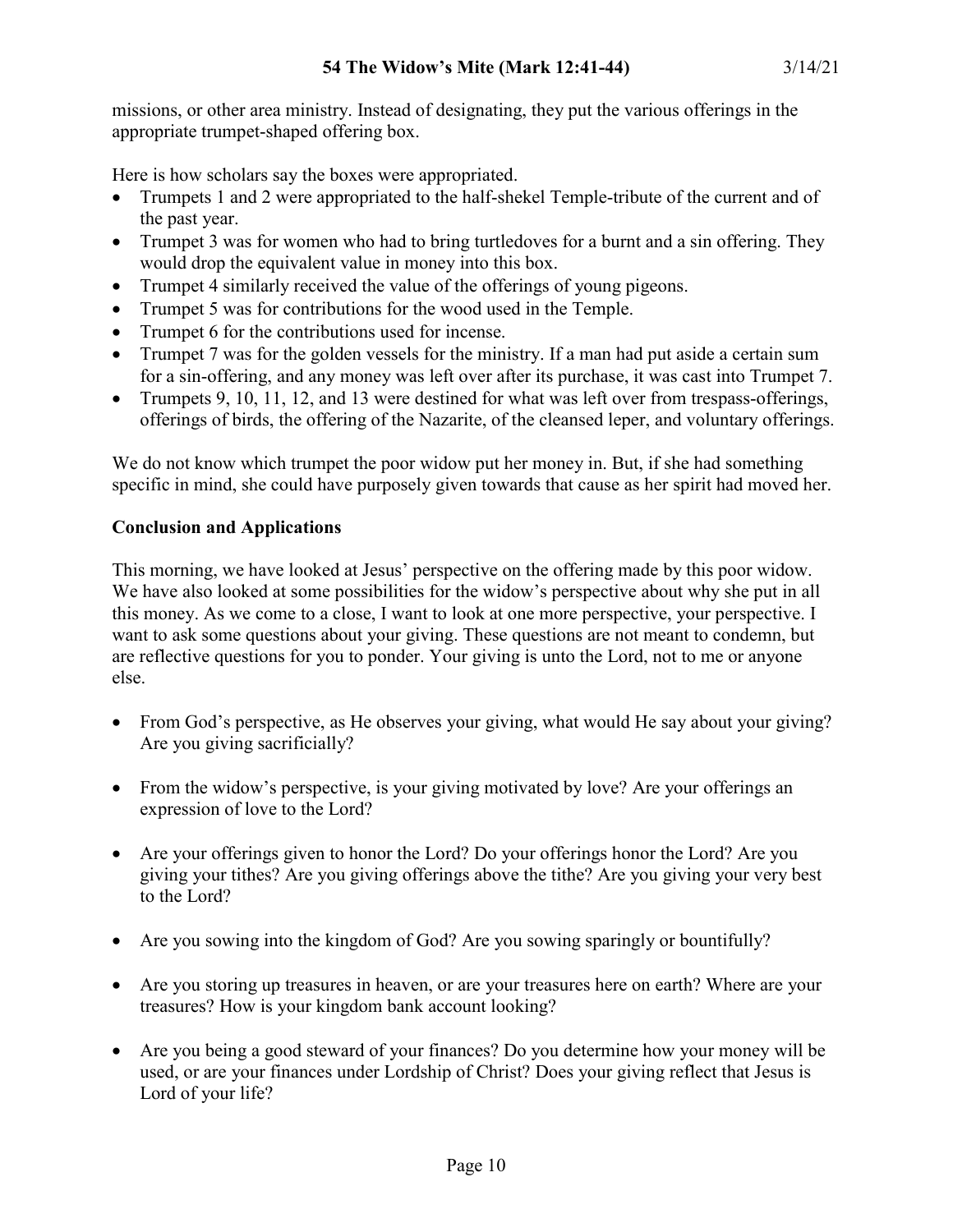missions, or other area ministry. Instead of designating, they put the various offerings in the appropriate trumpet-shaped offering box.

Here is how scholars say the boxes were appropriated.

- Trumpets 1 and 2 were appropriated to the half-shekel Temple-tribute of the current and of the past year.
- Trumpet 3 was for women who had to bring turtledoves for a burnt and a sin offering. They would drop the equivalent value in money into this box.
- Trumpet 4 similarly received the value of the offerings of young pigeons.
- Trumpet 5 was for contributions for the wood used in the Temple.
- Trumpet 6 for the contributions used for incense.
- Trumpet 7 was for the golden vessels for the ministry. If a man had put aside a certain sum for a sin-offering, and any money was left over after its purchase, it was cast into Trumpet 7.
- Trumpets 9, 10, 11, 12, and 13 were destined for what was left over from trespass-offerings, offerings of birds, the offering of the Nazarite, of the cleansed leper, and voluntary offerings.

We do not know which trumpet the poor widow put her money in. But, if she had something specific in mind, she could have purposely given towards that cause as her spirit had moved her.

**Conclusion and Applications**

This morning, we have looked at Jesus' perspective on the offering made by this poor widow. We have also looked at some possibilities for the widow's perspective about why she put in all this money. As we come to a close, I want to look at one more perspective, your perspective. I want to ask some questions about your giving. These questions are not meant to condemn, but are reflective questions for you to ponder. Your giving is unto the Lord, not to me or anyone else.

- From God's perspective, as He observes your giving, what would He say about your giving? Are you giving sacrificially?

- From the widow's perspective, is your giving motivated by love? Are your offerings an expression of love to the Lord?

- Are your offerings given to honor the Lord? Do your offerings honor the Lord? Are you giving your tithes? Are you giving offerings above the tithe? Are you giving your very best to the Lord?

- Are you sowing into the kingdom of God? Are you sowing sparingly or bountifully?

- Are you storing up treasures in heaven, or are your treasures here on earth? Where are your treasures? How is your kingdom bank account looking?

- Are you being a good steward of your finances? Do you determine how your money will be used, or are your finances under Lordship of Christ? Does your giving reflect that Jesus is Lord of your life?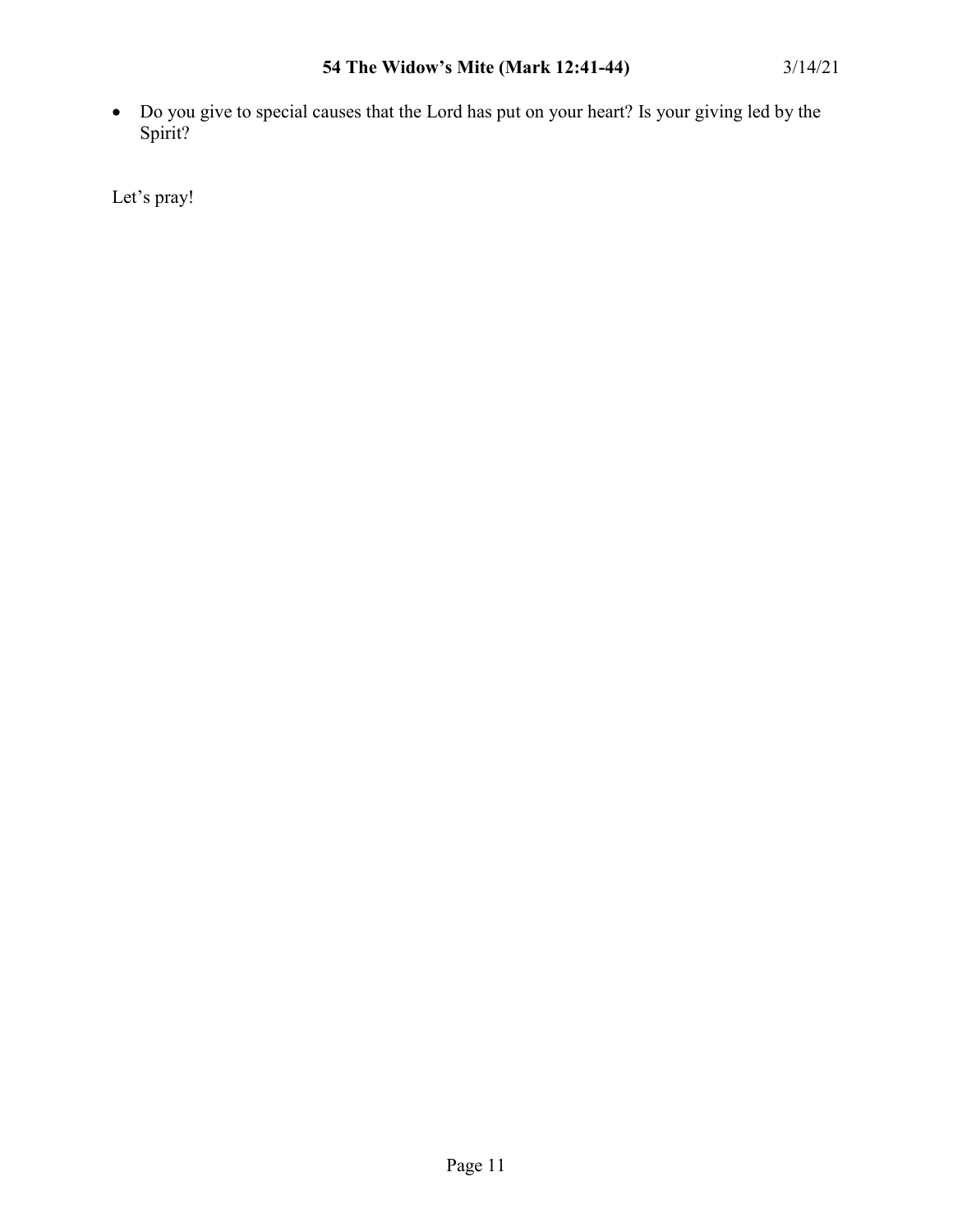- Do you give to special causes that the Lord has put on your heart? Is your giving led by the Spirit?

Let's pray!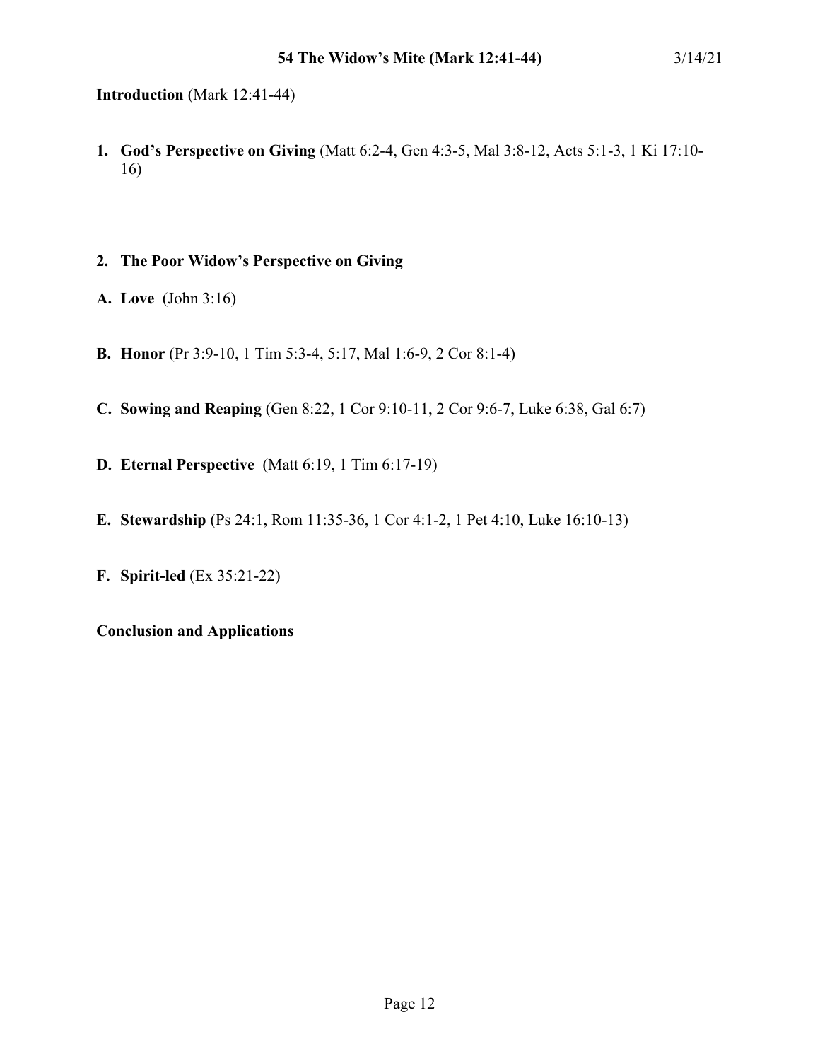# 54 The Widow's Mite (Mark 12:41-44)

3/14/21

**Introduction** (Mark 12:41-44)

**1. God's Perspective on Giving** (Matt 6:2-4, Gen 4:3-5, Mal 3:8-12, Acts 5:1-3, 1 Ki 17:10-16)

**2. The Poor Widow's Perspective on Giving**

**A. Love** (John 3:16)

**B. Honor** (Pr 3:9-10, 1 Tim 5:3-4, 5:17, Mal 1:6-9, 2 Cor 8:1-4)

**C. Sowing and Reaping** (Gen 8:22, 1 Cor 9:10-11, 2 Cor 9:6-7, Luke 6:38, Gal 6:7)

**D. Eternal Perspective** (Matt 6:19, 1 Tim 6:17-19)

**E. Stewardship** (Ps 24:1, Rom 11:35-36, 1 Cor 4:1-2, 1 Pet 4:10, Luke 16:10-13)

**F. Spirit-led** (Ex 35:21-22)

**Conclusion and Applications**